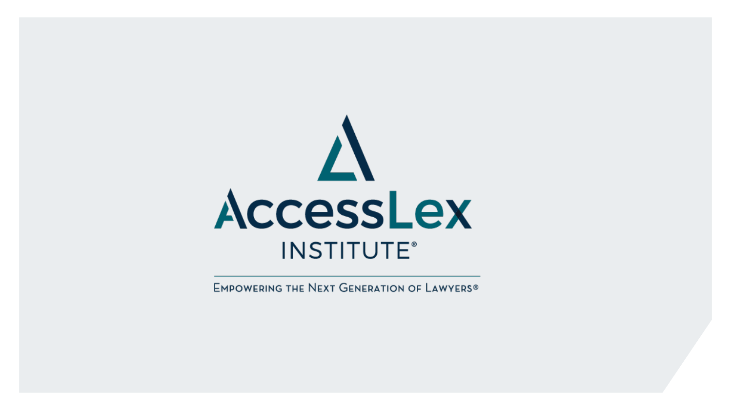# AccessLex INSTITUTE®

EMPOWERING THE NEXT GENERATION OF LAWYERS®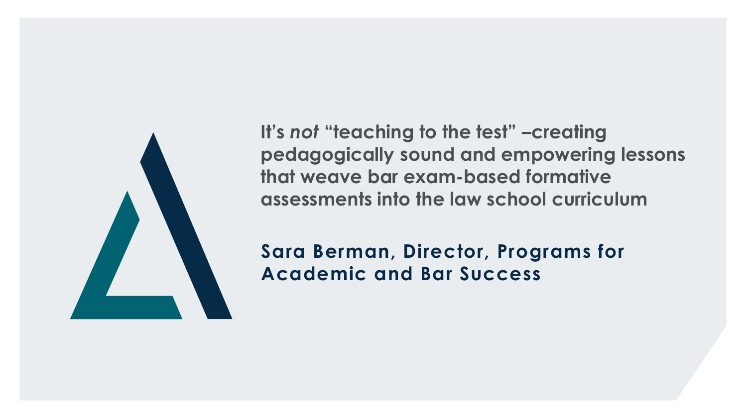# It's *not* "teaching to the test" –creating pedagogically sound and empowering lessons that weave bar exam-based formative assessments into the law school curriculum

**Sara Berman, Director, Programs for Academic and Bar Success**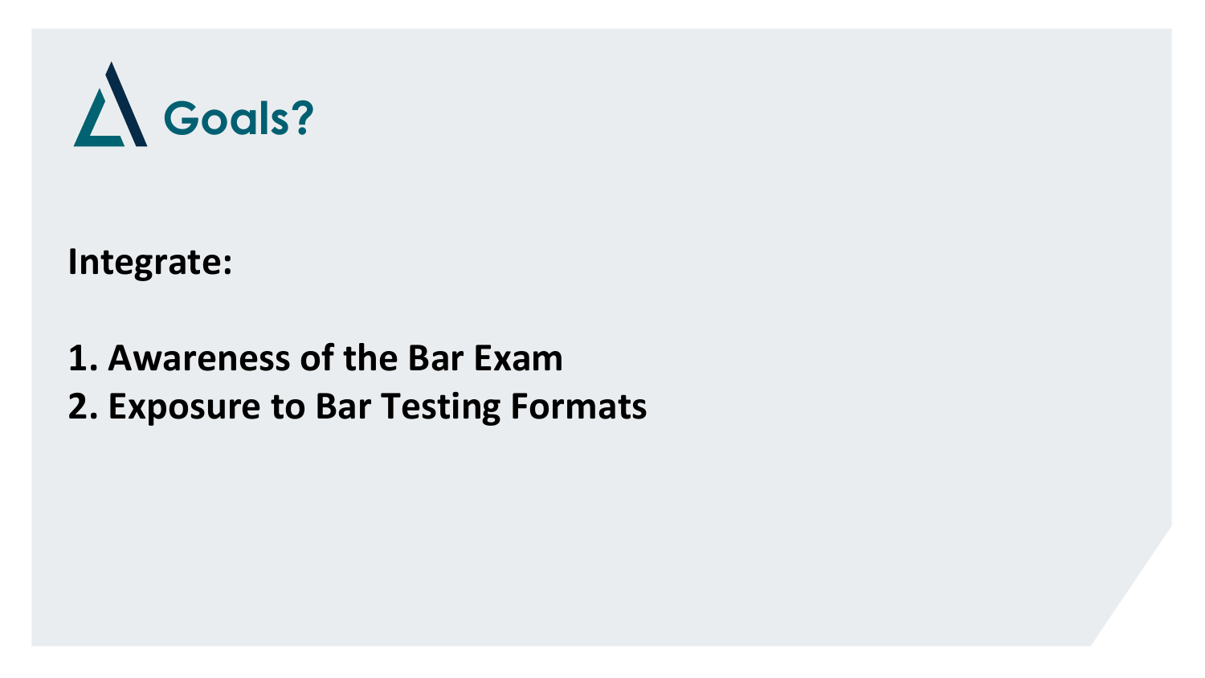# Goals?

**Integrate:**

1. **Awareness of the Bar Exam**
2. **Exposure to Bar Testing Formats**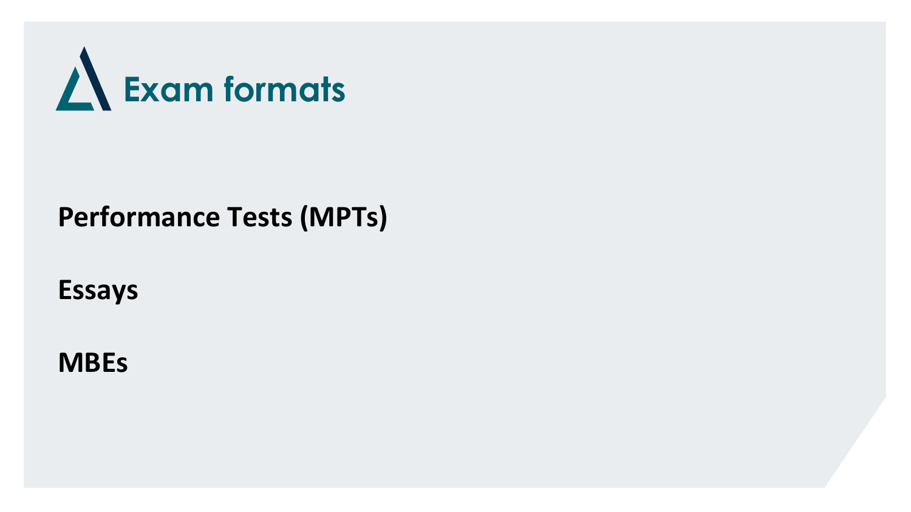# Exam formats

**Performance Tests (MPTs)**

**Essays**

**MBEs**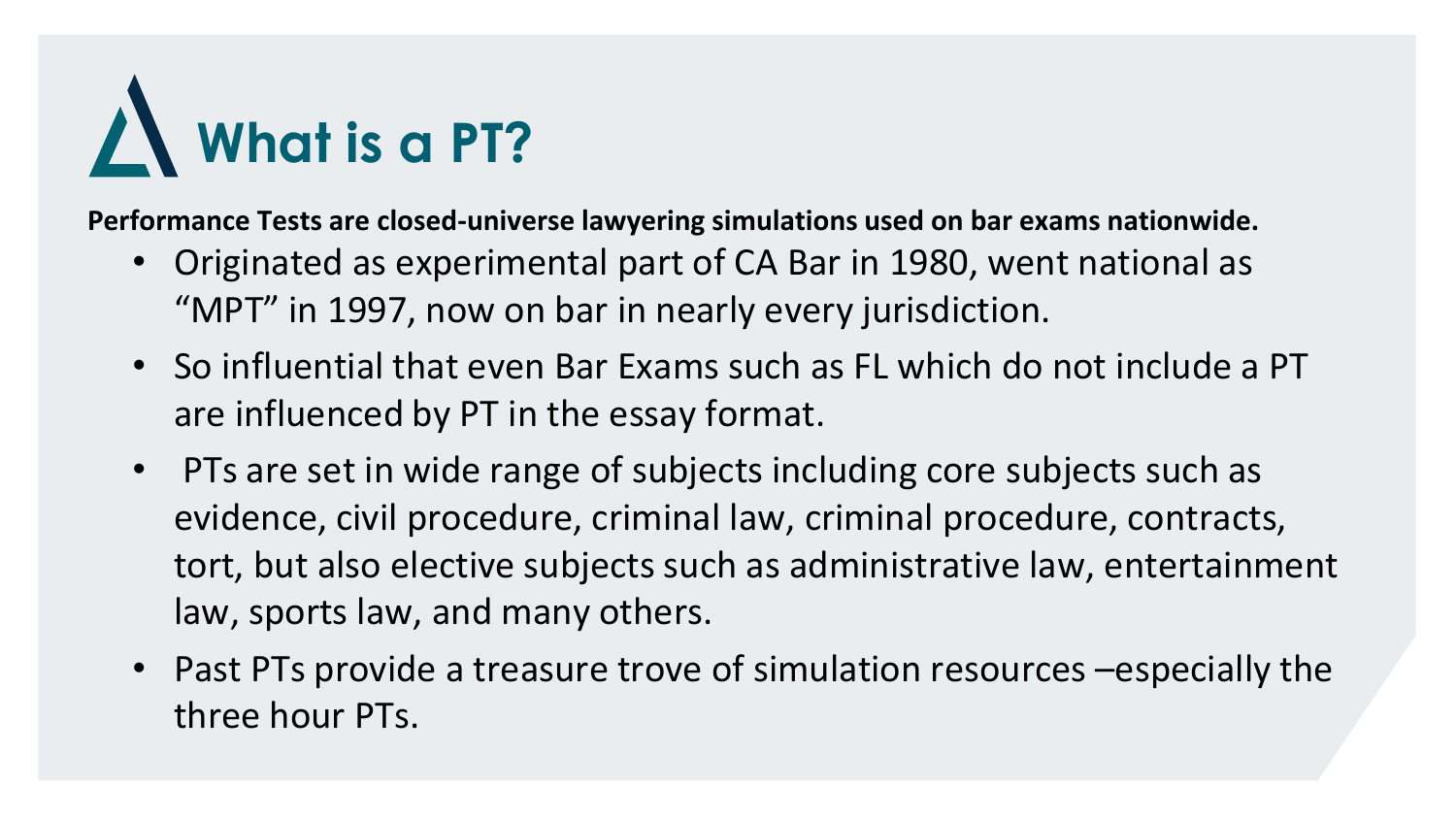# What is a PT?

**Performance Tests are closed-universe lawyering simulations used on bar exams nationwide.**

- Originated as experimental part of CA Bar in 1980, went national as “MPT” in 1997, now on bar in nearly every jurisdiction.
- So influential that even Bar Exams such as FL which do not include a PT are influenced by PT in the essay format.
- PTs are set in wide range of subjects including core subjects such as evidence, civil procedure, criminal law, criminal procedure, contracts, tort, but also elective subjects such as administrative law, entertainment law, sports law, and many others.
- Past PTs provide a treasure trove of simulation resources –especially the three hour PTs.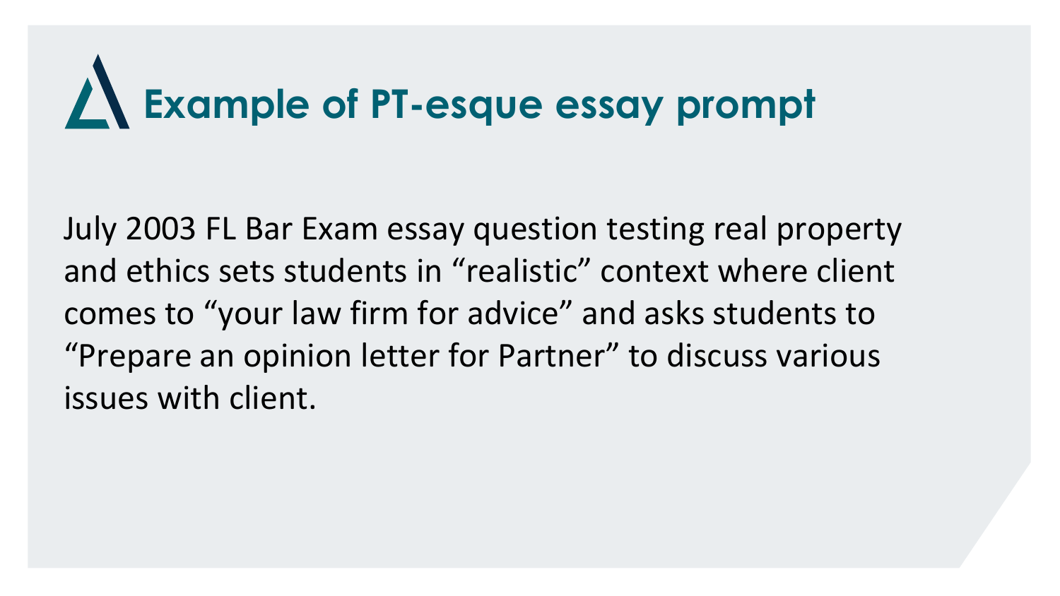# Example of PT-esque essay prompt

July 2003 FL Bar Exam essay question testing real property and ethics sets students in "realistic" context where client comes to "your law firm for advice" and asks students to "Prepare an opinion letter for Partner" to discuss various issues with client.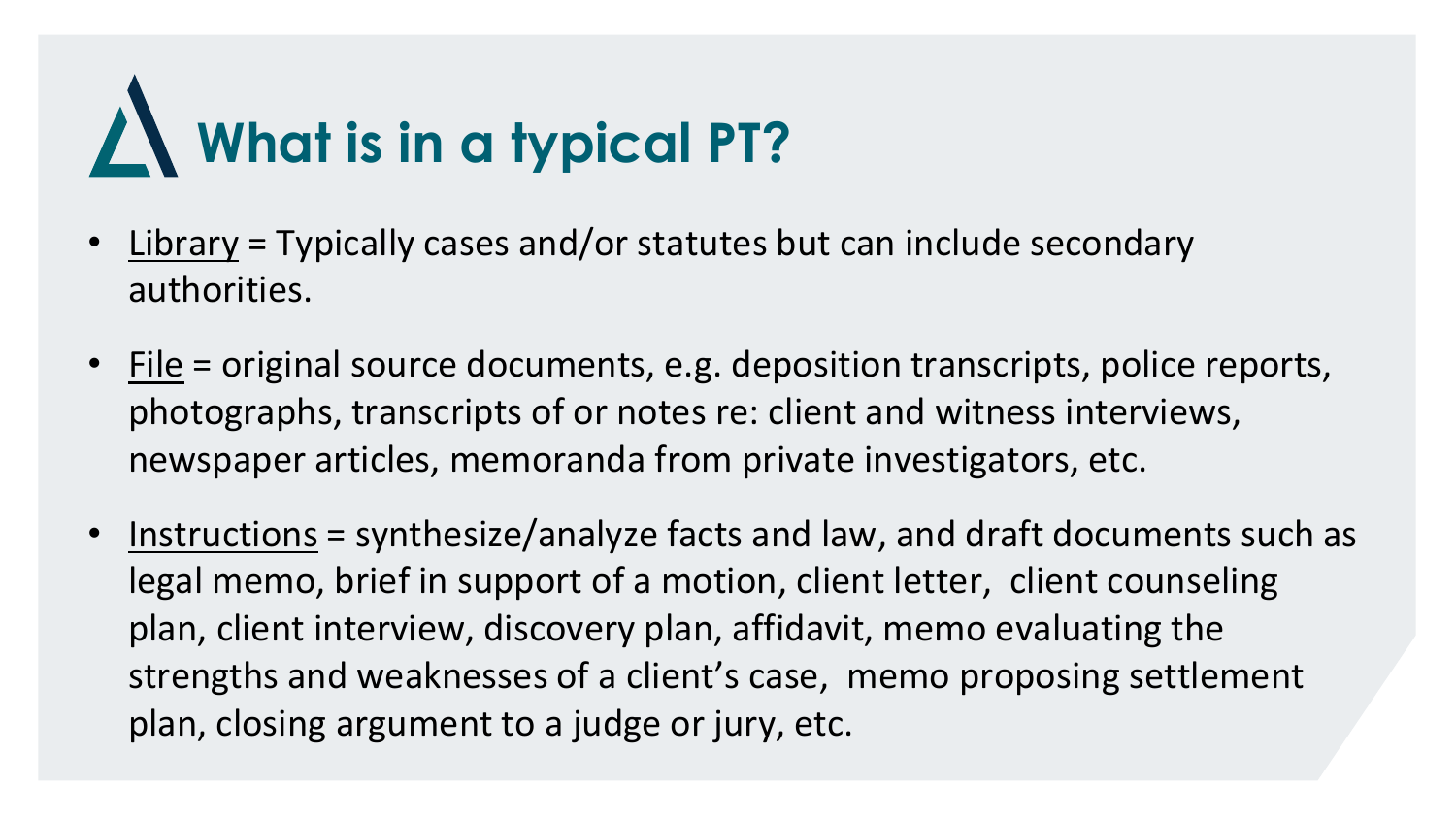# What is in a typical PT?

- Library = Typically cases and/or statutes but can include secondary authorities.
- File = original source documents, e.g. deposition transcripts, police reports, photographs, transcripts of or notes re: client and witness interviews, newspaper articles, memoranda from private investigators, etc.
- Instructions = synthesize/analyze facts and law, and draft documents such as legal memo, brief in support of a motion, client letter, client counseling plan, client interview, discovery plan, affidavit, memo evaluating the strengths and weaknesses of a client's case, memo proposing settlement plan, closing argument to a judge or jury, etc.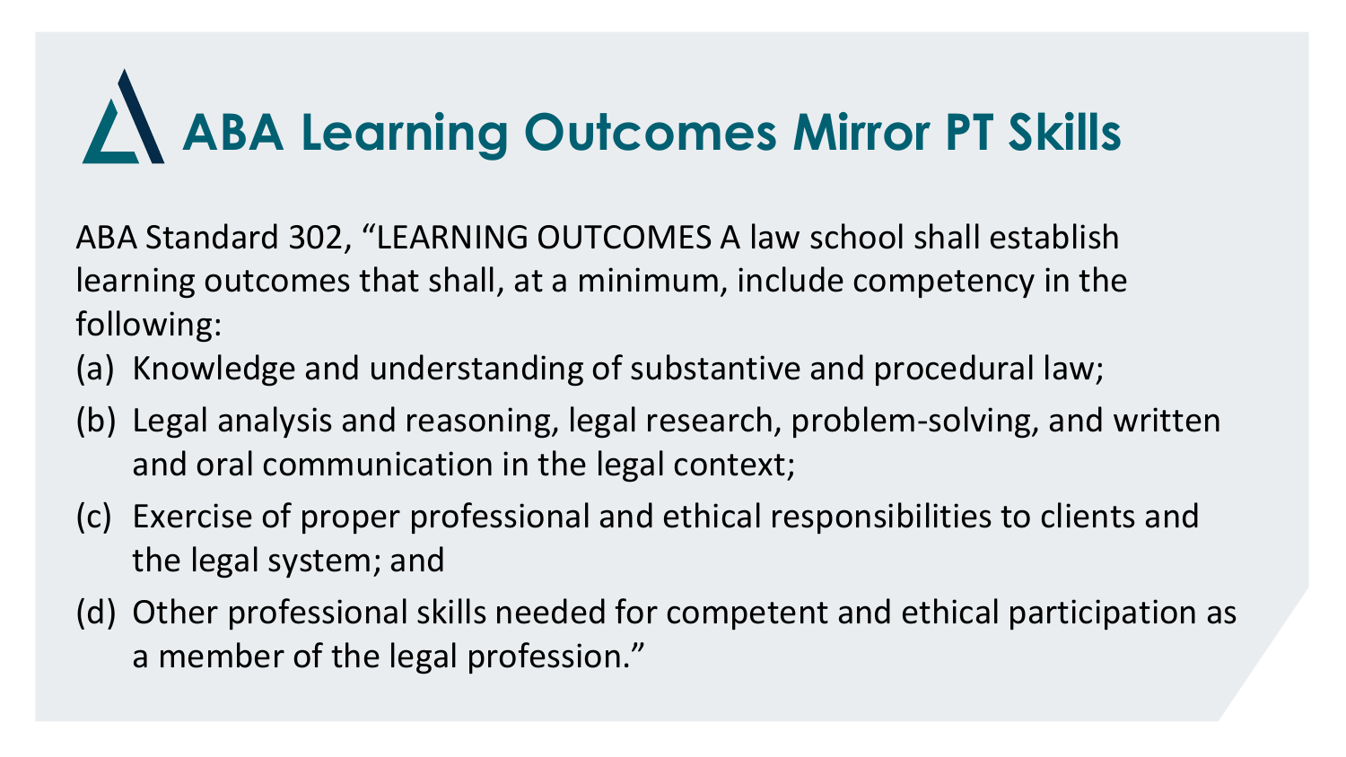# ABA Learning Outcomes Mirror PT Skills

ABA Standard 302, “LEARNING OUTCOMES A law school shall establish learning outcomes that shall, at a minimum, include competency in the following:

(a) Knowledge and understanding of substantive and procedural law;

(b) Legal analysis and reasoning, legal research, problem-solving, and written and oral communication in the legal context;

(c) Exercise of proper professional and ethical responsibilities to clients and the legal system; and

(d) Other professional skills needed for competent and ethical participation as a member of the legal profession.”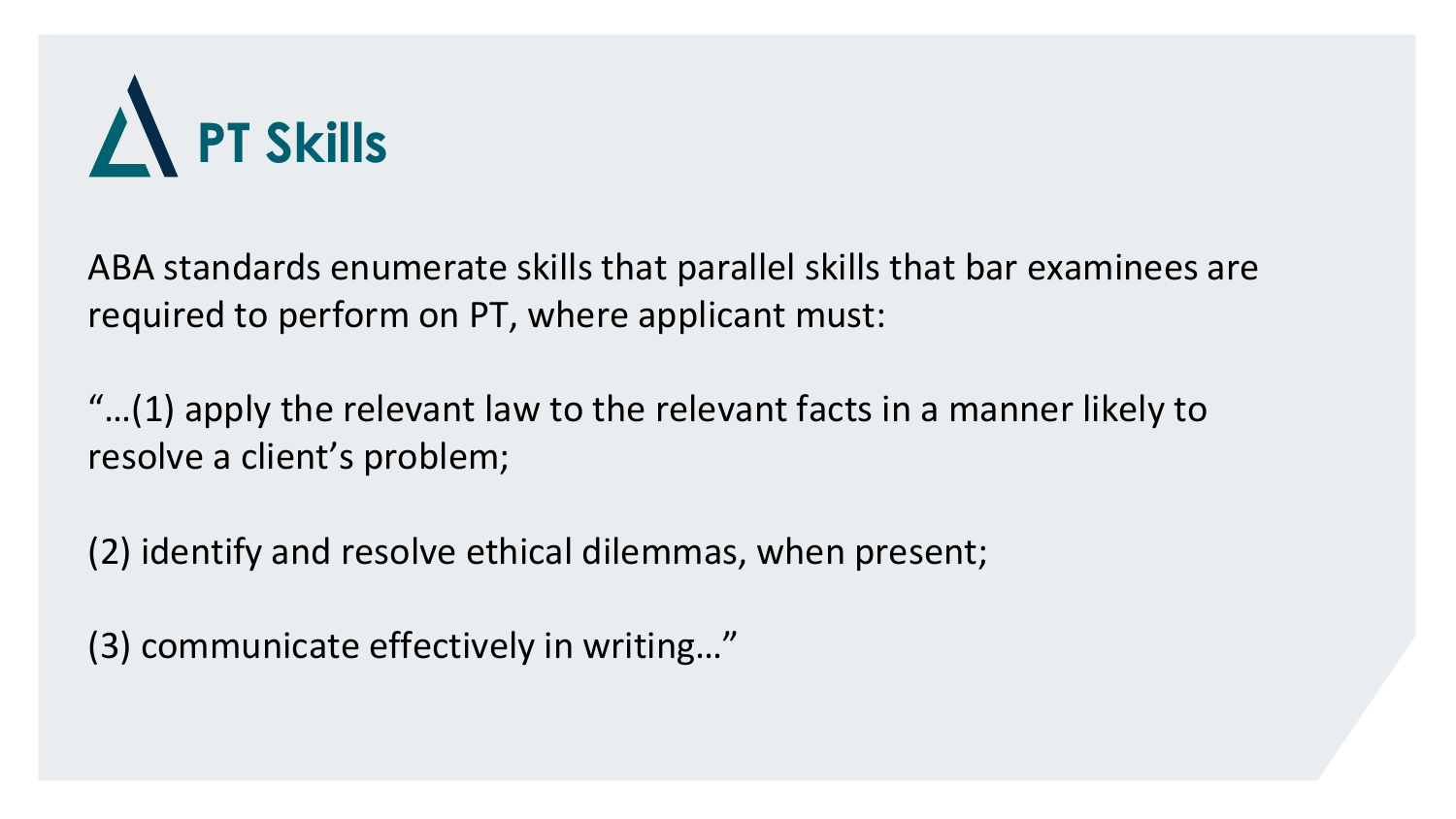# PT Skills

ABA standards enumerate skills that parallel skills that bar examinees are required to perform on PT, where applicant must:

"…(1) apply the relevant law to the relevant facts in a manner likely to resolve a client's problem;

(2) identify and resolve ethical dilemmas, when present;

(3) communicate effectively in writing…"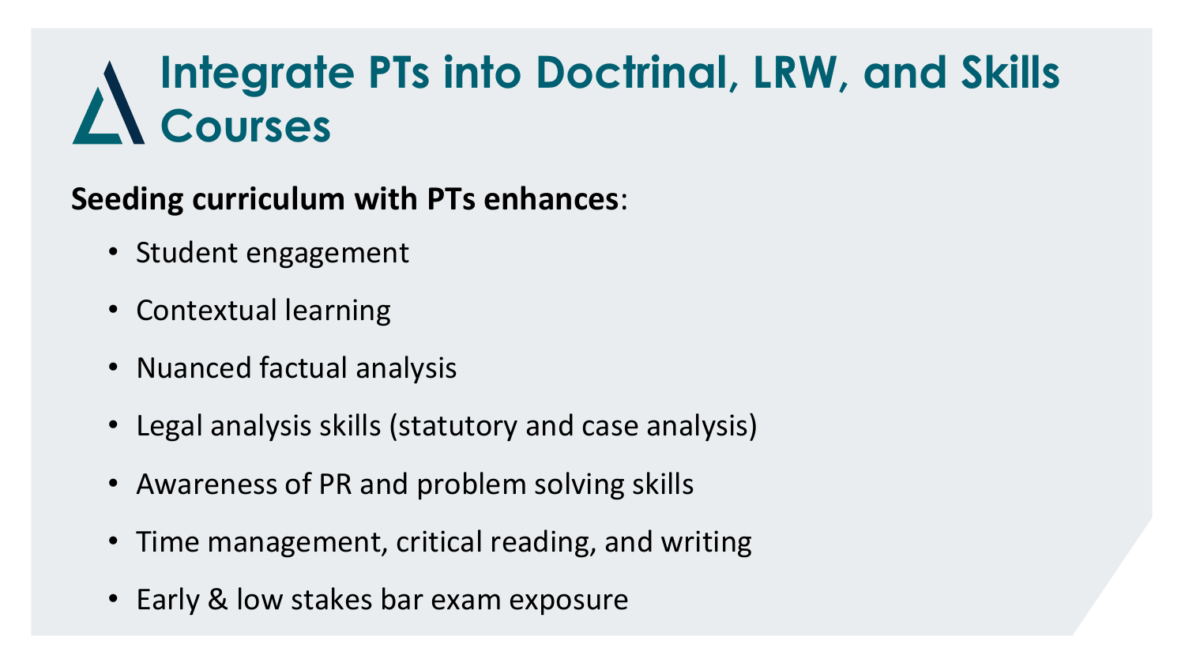# Integrate PTs into Doctrinal, LRW, and Skills Courses

**Seeding curriculum with PTs enhances**:

- Student engagement
- Contextual learning
- Nuanced factual analysis
- Legal analysis skills (statutory and case analysis)
- Awareness of PR and problem solving skills
- Time management, critical reading, and writing
- Early & low stakes bar exam exposure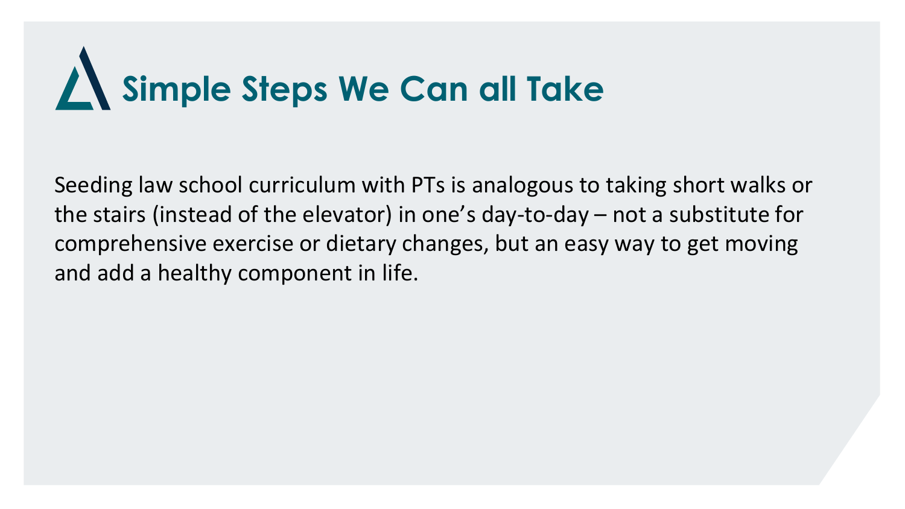# Simple Steps We Can all Take

Seeding law school curriculum with PTs is analogous to taking short walks or the stairs (instead of the elevator) in one's day-to-day – not a substitute for comprehensive exercise or dietary changes, but an easy way to get moving and add a healthy component in life.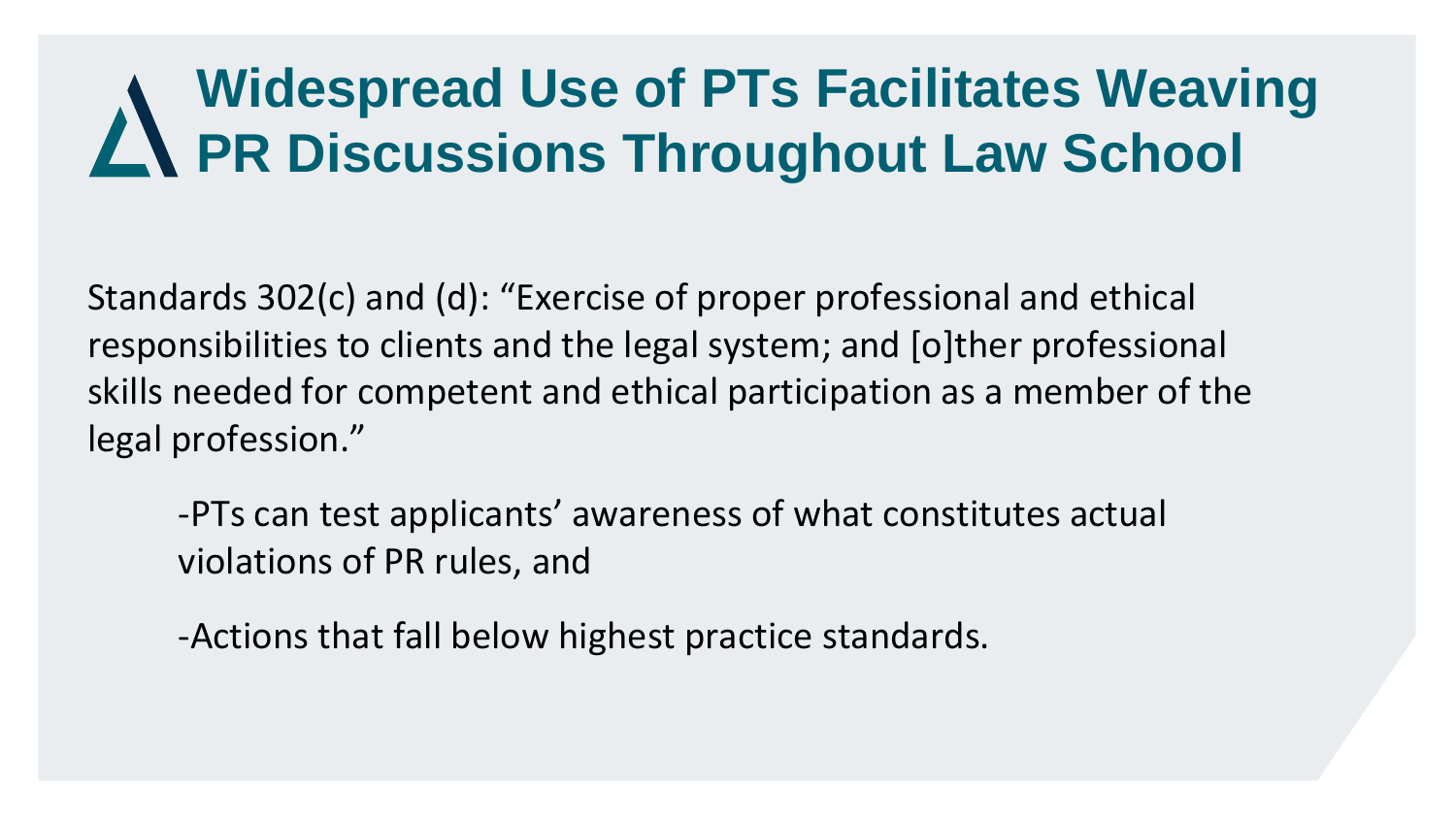# Widespread Use of PTs Facilitates Weaving PR Discussions Throughout Law School

Standards 302(c) and (d): “Exercise of proper professional and ethical responsibilities to clients and the legal system; and [o]ther professional skills needed for competent and ethical participation as a member of the legal profession.”

> -PTs can test applicants’ awareness of what constitutes actual violations of PR rules, and
>
> -Actions that fall below highest practice standards.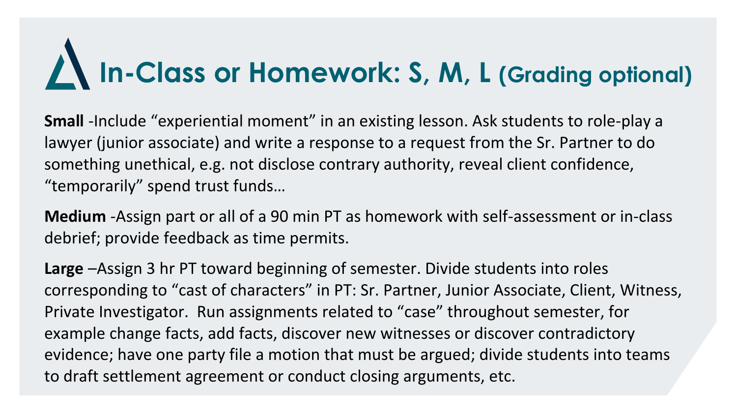# In-Class or Homework: S, M, L (Grading optional)

**Small** -Include "experiential moment" in an existing lesson. Ask students to role-play a lawyer (junior associate) and write a response to a request from the Sr. Partner to do something unethical, e.g. not disclose contrary authority, reveal client confidence, "temporarily" spend trust funds…

**Medium** -Assign part or all of a 90 min PT as homework with self-assessment or in-class debrief; provide feedback as time permits.

**Large** –Assign 3 hr PT toward beginning of semester. Divide students into roles corresponding to "cast of characters" in PT: Sr. Partner, Junior Associate, Client, Witness, Private Investigator. Run assignments related to "case" throughout semester, for example change facts, add facts, discover new witnesses or discover contradictory evidence; have one party file a motion that must be argued; divide students into teams to draft settlement agreement or conduct closing arguments, etc.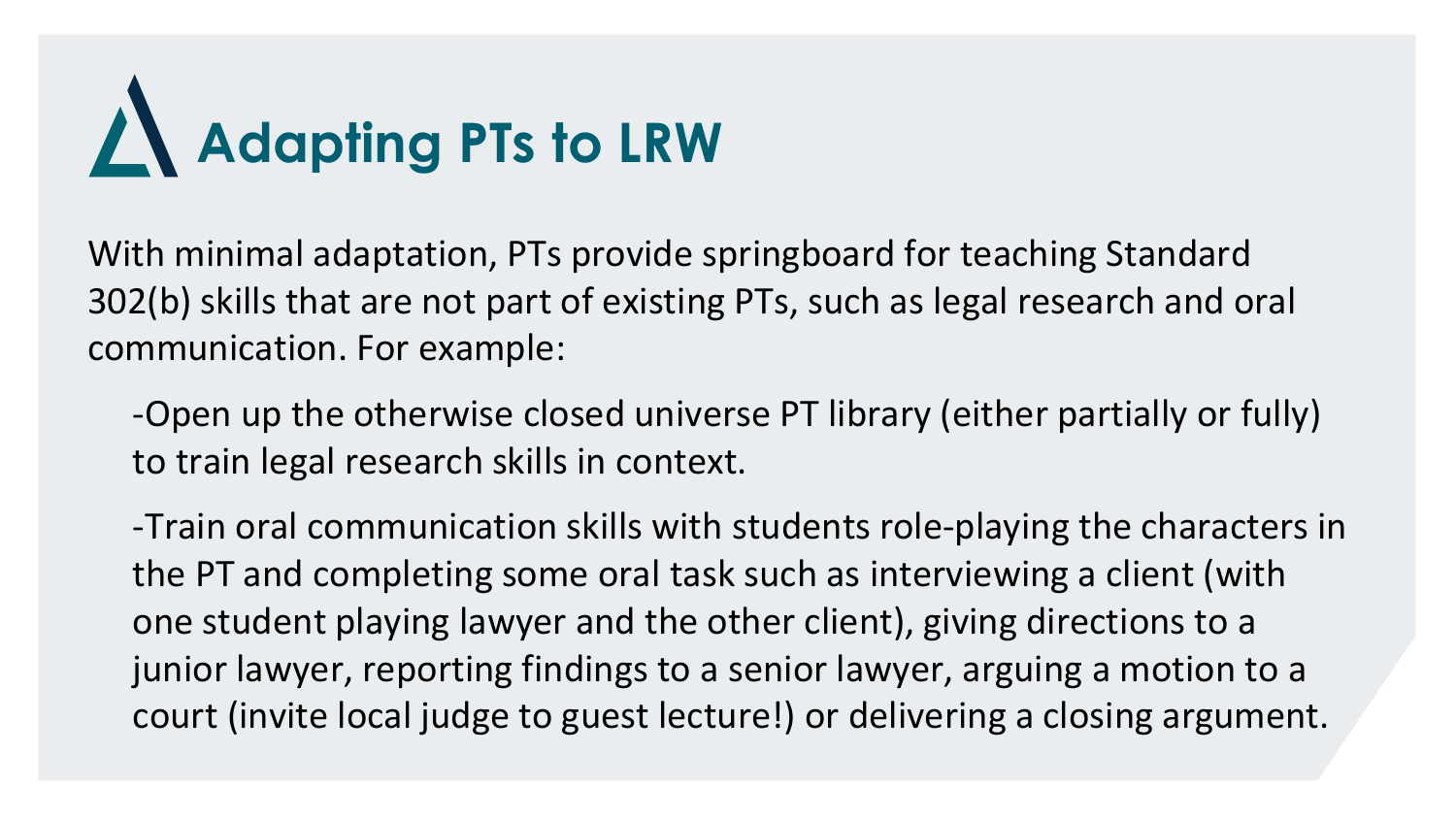# Adapting PTs to LRW

With minimal adaptation, PTs provide springboard for teaching Standard 302(b) skills that are not part of existing PTs, such as legal research and oral communication. For example:

- Open up the otherwise closed universe PT library (either partially or fully) to train legal research skills in context.
- Train oral communication skills with students role-playing the characters in the PT and completing some oral task such as interviewing a client (with one student playing lawyer and the other client), giving directions to a junior lawyer, reporting findings to a senior lawyer, arguing a motion to a court (invite local judge to guest lecture!) or delivering a closing argument.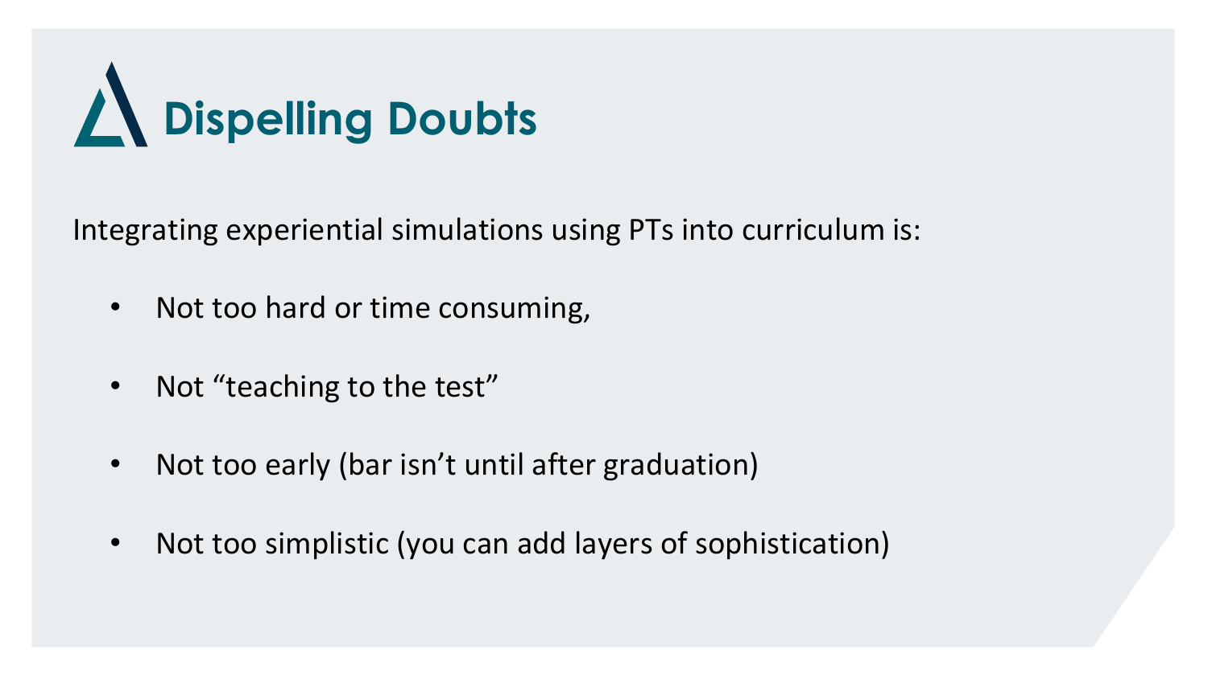# Dispelling Doubts

Integrating experiential simulations using PTs into curriculum is:

- Not too hard or time consuming,
- Not “teaching to the test”
- Not too early (bar isn’t until after graduation)
- Not too simplistic (you can add layers of sophistication)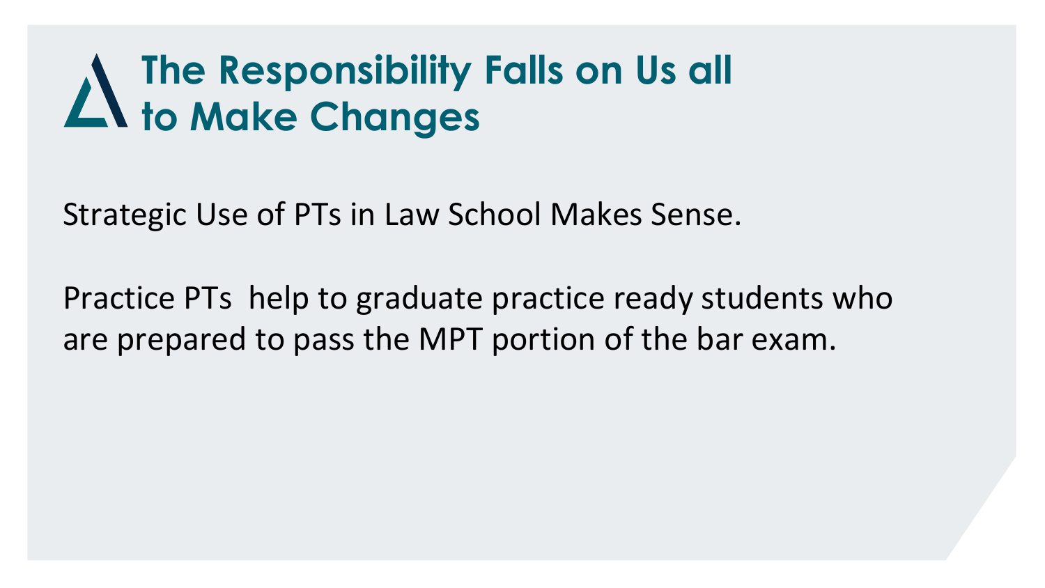# The Responsibility Falls on Us all to Make Changes

Strategic Use of PTs in Law School Makes Sense.

Practice PTs help to graduate practice ready students who are prepared to pass the MPT portion of the bar exam.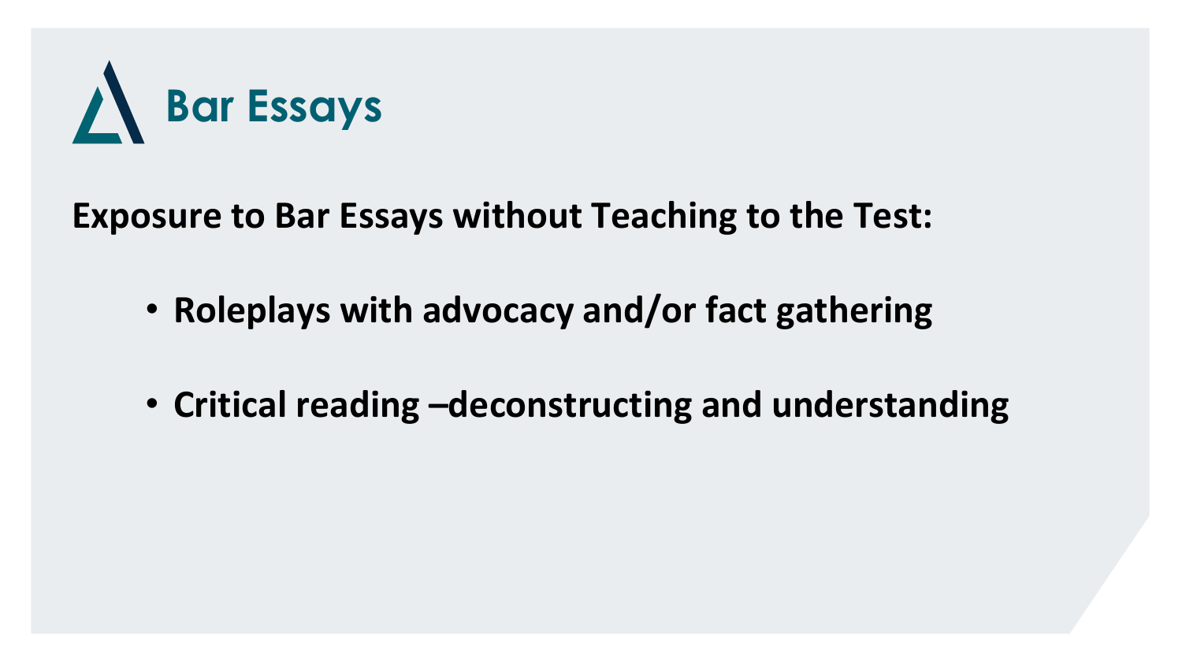# Bar Essays

**Exposure to Bar Essays without Teaching to the Test:**

- **Roleplays with advocacy and/or fact gathering**
- **Critical reading –deconstructing and understanding**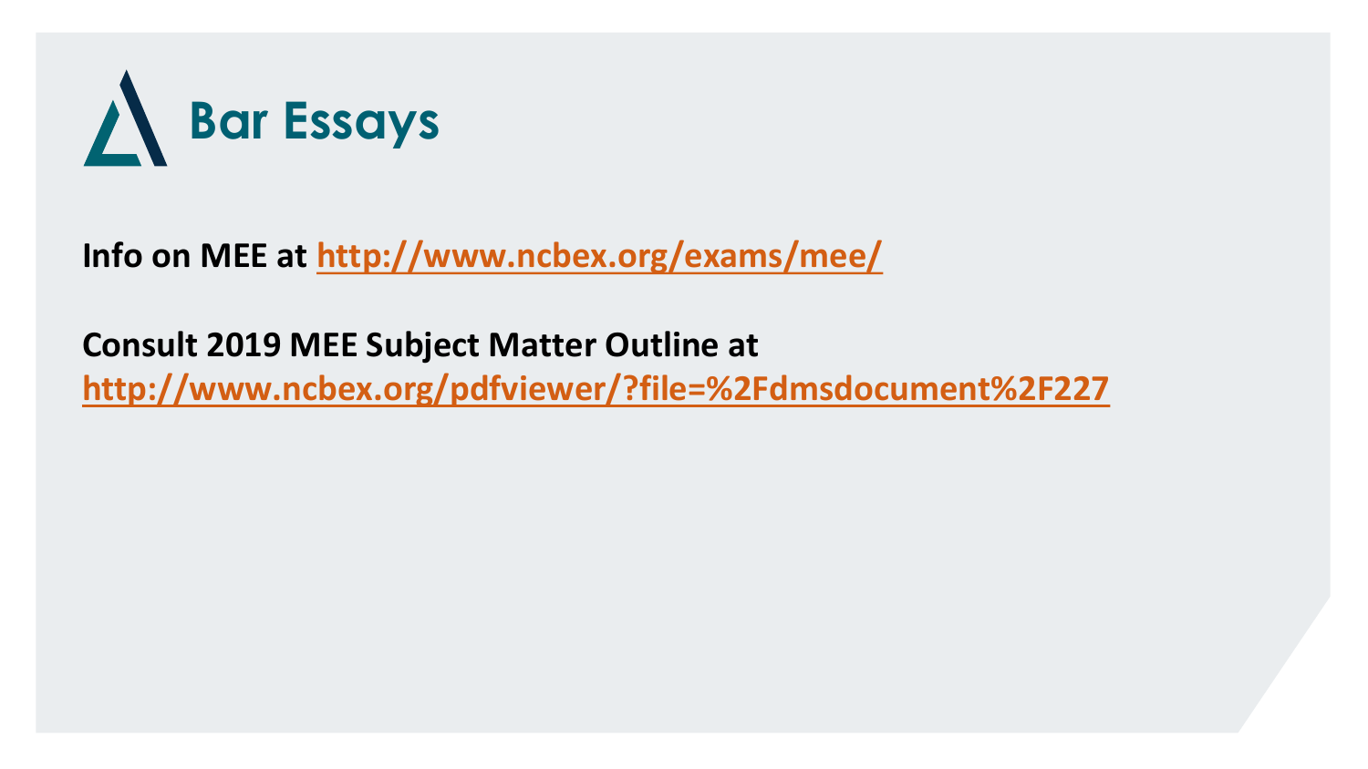# Bar Essays

**Info on MEE at http://www.ncbex.org/exams/mee/**

**Consult 2019 MEE Subject Matter Outline at**
**http://www.ncbex.org/pdfviewer/?file=%2Fdmsdocument%2F227**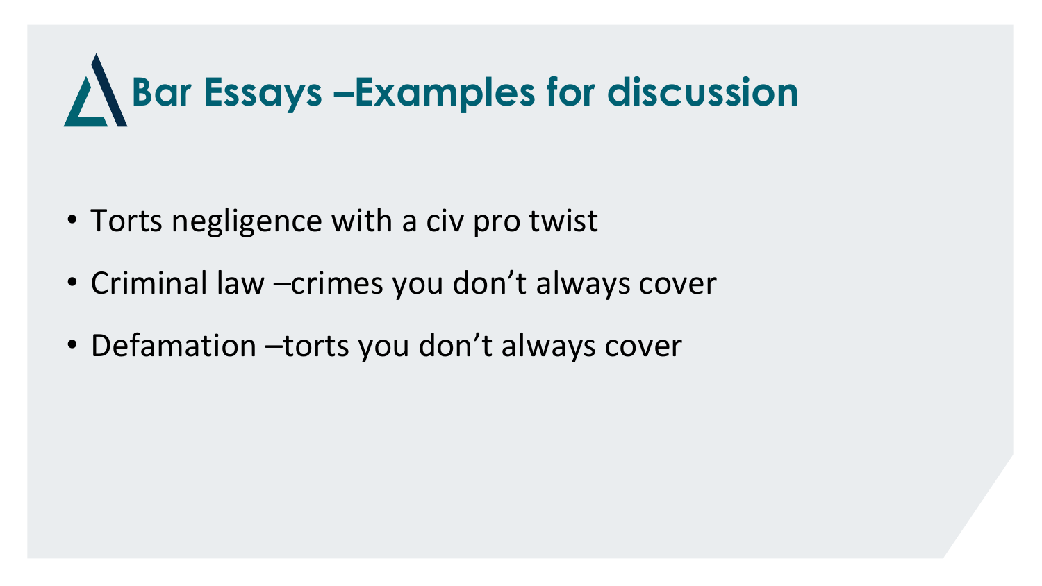# Bar Essays –Examples for discussion

- Torts negligence with a civ pro twist
- Criminal law –crimes you don't always cover
- Defamation –torts you don't always cover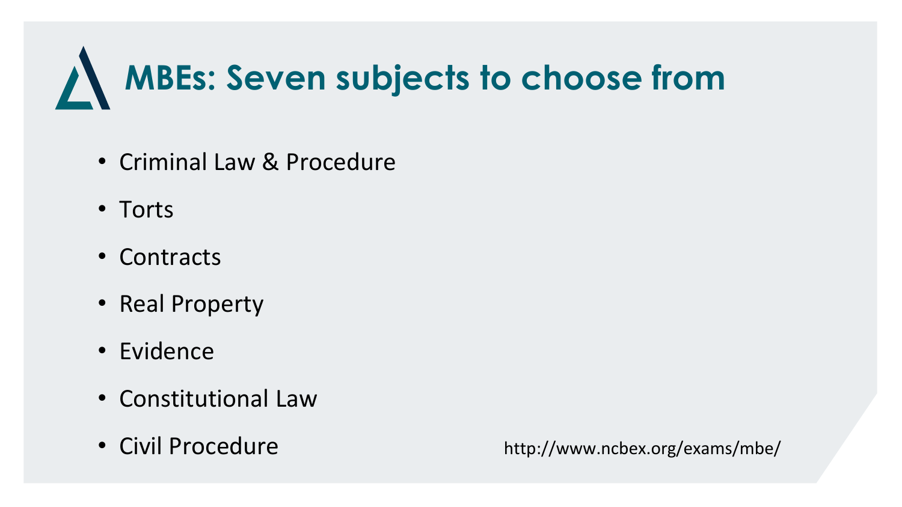# MBEs: Seven subjects to choose from

- Criminal Law & Procedure
- Torts
- Contracts
- Real Property
- Evidence
- Constitutional Law
- Civil Procedure

http://www.ncbex.org/exams/mbe/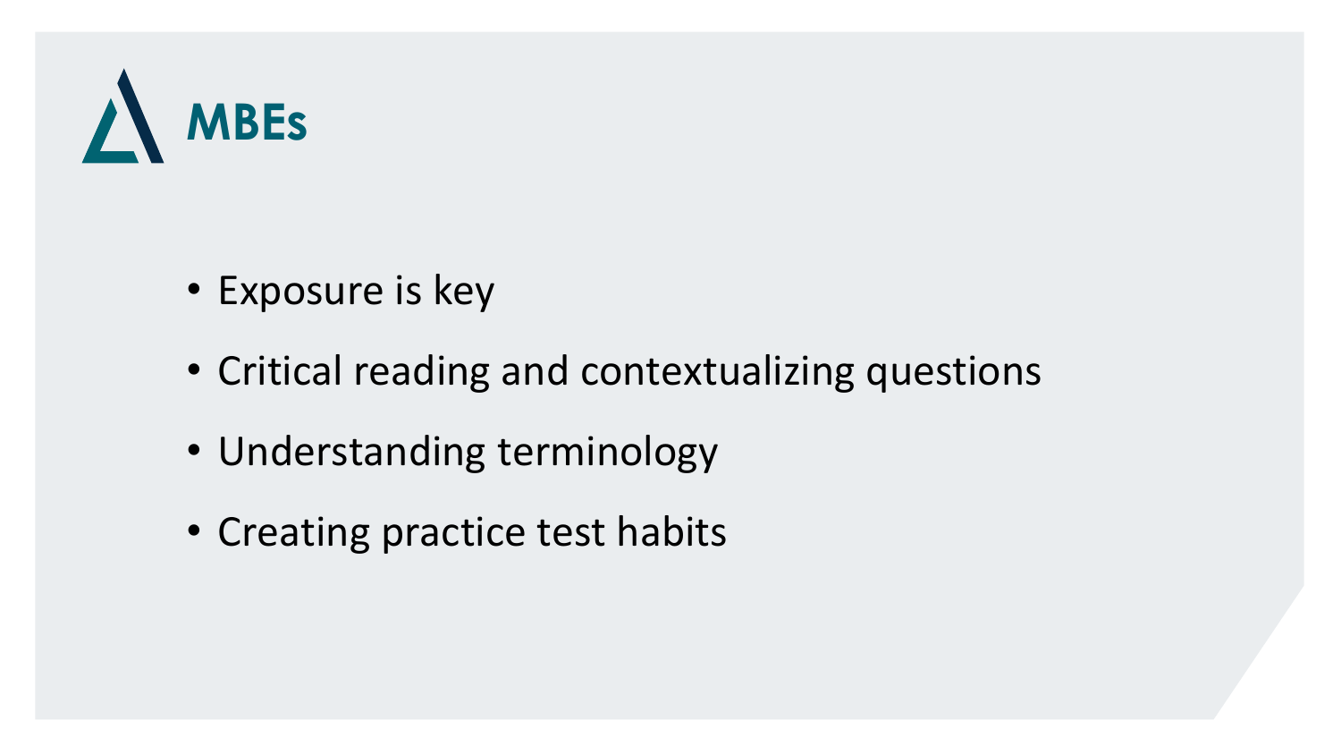# MBEs

- Exposure is key
- Critical reading and contextualizing questions
- Understanding terminology
- Creating practice test habits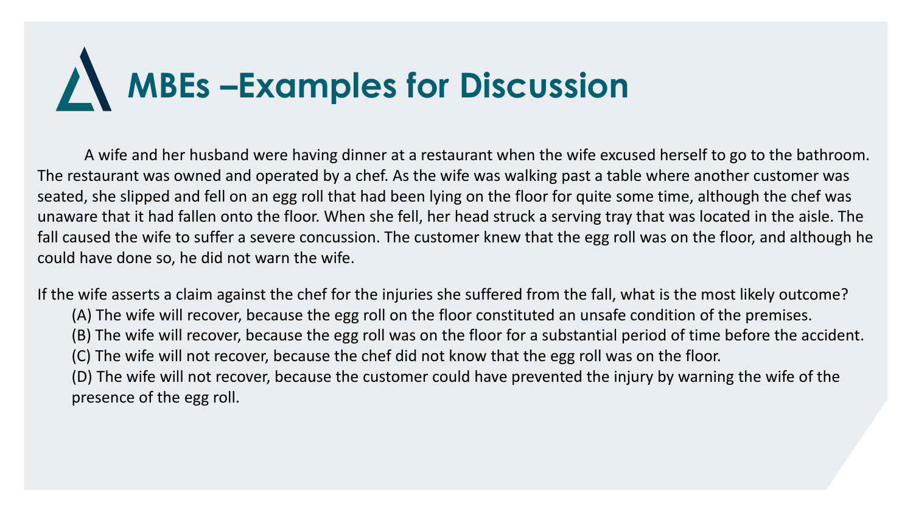# MBEs –Examples for Discussion

A wife and her husband were having dinner at a restaurant when the wife excused herself to go to the bathroom. The restaurant was owned and operated by a chef. As the wife was walking past a table where another customer was seated, she slipped and fell on an egg roll that had been lying on the floor for quite some time, although the chef was unaware that it had fallen onto the floor. When she fell, her head struck a serving tray that was located in the aisle. The fall caused the wife to suffer a severe concussion. The customer knew that the egg roll was on the floor, and although he could have done so, he did not warn the wife.

If the wife asserts a claim against the chef for the injuries she suffered from the fall, what is the most likely outcome?

(A) The wife will recover, because the egg roll on the floor constituted an unsafe condition of the premises.

(B) The wife will recover, because the egg roll was on the floor for a substantial period of time before the accident.

(C) The wife will not recover, because the chef did not know that the egg roll was on the floor.

(D) The wife will not recover, because the customer could have prevented the injury by warning the wife of the presence of the egg roll.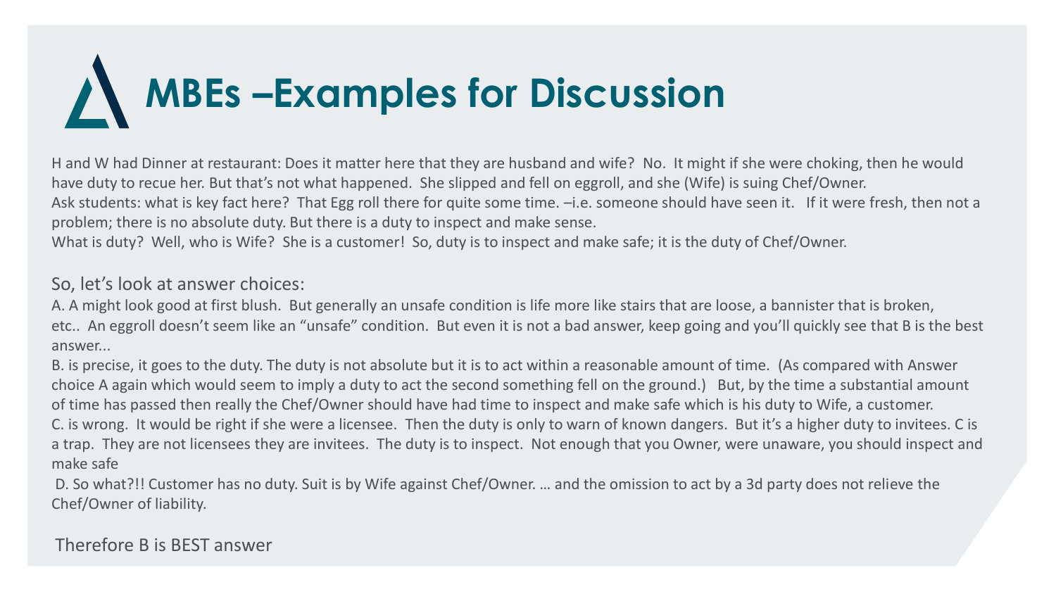# MBEs –Examples for Discussion

H and W had Dinner at restaurant: Does it matter here that they are husband and wife? No. It might if she were choking, then he would have duty to recue her. But that's not what happened. She slipped and fell on eggroll, and she (Wife) is suing Chef/Owner.
Ask students: what is key fact here? That Egg roll there for quite some time. –i.e. someone should have seen it. If it were fresh, then not a problem; there is no absolute duty. But there is a duty to inspect and make sense.
What is duty? Well, who is Wife? She is a customer! So, duty is to inspect and make safe; it is the duty of Chef/Owner.

So, let's look at answer choices:
A. A might look good at first blush. But generally an unsafe condition is life more like stairs that are loose, a bannister that is broken, etc.. An eggroll doesn't seem like an "unsafe" condition. But even it is not a bad answer, keep going and you'll quickly see that B is the best answer...
B. is precise, it goes to the duty. The duty is not absolute but it is to act within a reasonable amount of time. (As compared with Answer choice A again which would seem to imply a duty to act the second something fell on the ground.) But, by the time a substantial amount of time has passed then really the Chef/Owner should have had time to inspect and make safe which is his duty to Wife, a customer.
C. is wrong. It would be right if she were a licensee. Then the duty is only to warn of known dangers. But it's a higher duty to invitees. C is a trap. They are not licensees they are invitees. The duty is to inspect. Not enough that you Owner, were unaware, you should inspect and make safe
D. So what?!! Customer has no duty. Suit is by Wife against Chef/Owner. … and the omission to act by a 3d party does not relieve the Chef/Owner of liability.

Therefore B is BEST answer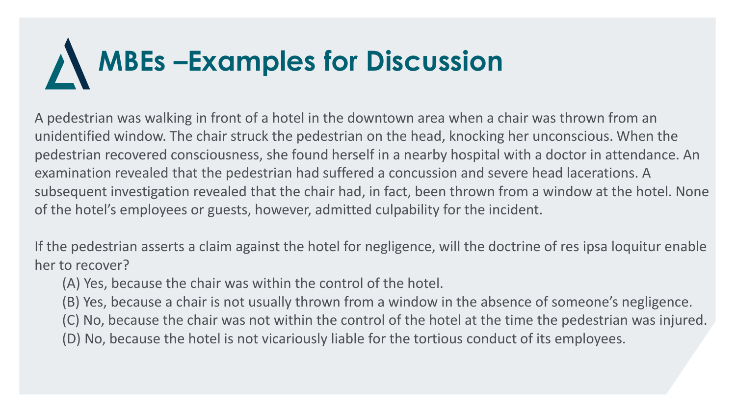# MBEs –Examples for Discussion

A pedestrian was walking in front of a hotel in the downtown area when a chair was thrown from an unidentified window. The chair struck the pedestrian on the head, knocking her unconscious. When the pedestrian recovered consciousness, she found herself in a nearby hospital with a doctor in attendance. An examination revealed that the pedestrian had suffered a concussion and severe head lacerations. A subsequent investigation revealed that the chair had, in fact, been thrown from a window at the hotel. None of the hotel's employees or guests, however, admitted culpability for the incident.

If the pedestrian asserts a claim against the hotel for negligence, will the doctrine of res ipsa loquitur enable her to recover?

(A) Yes, because the chair was within the control of the hotel.

(B) Yes, because a chair is not usually thrown from a window in the absence of someone's negligence.

(C) No, because the chair was not within the control of the hotel at the time the pedestrian was injured.

(D) No, because the hotel is not vicariously liable for the tortious conduct of its employees.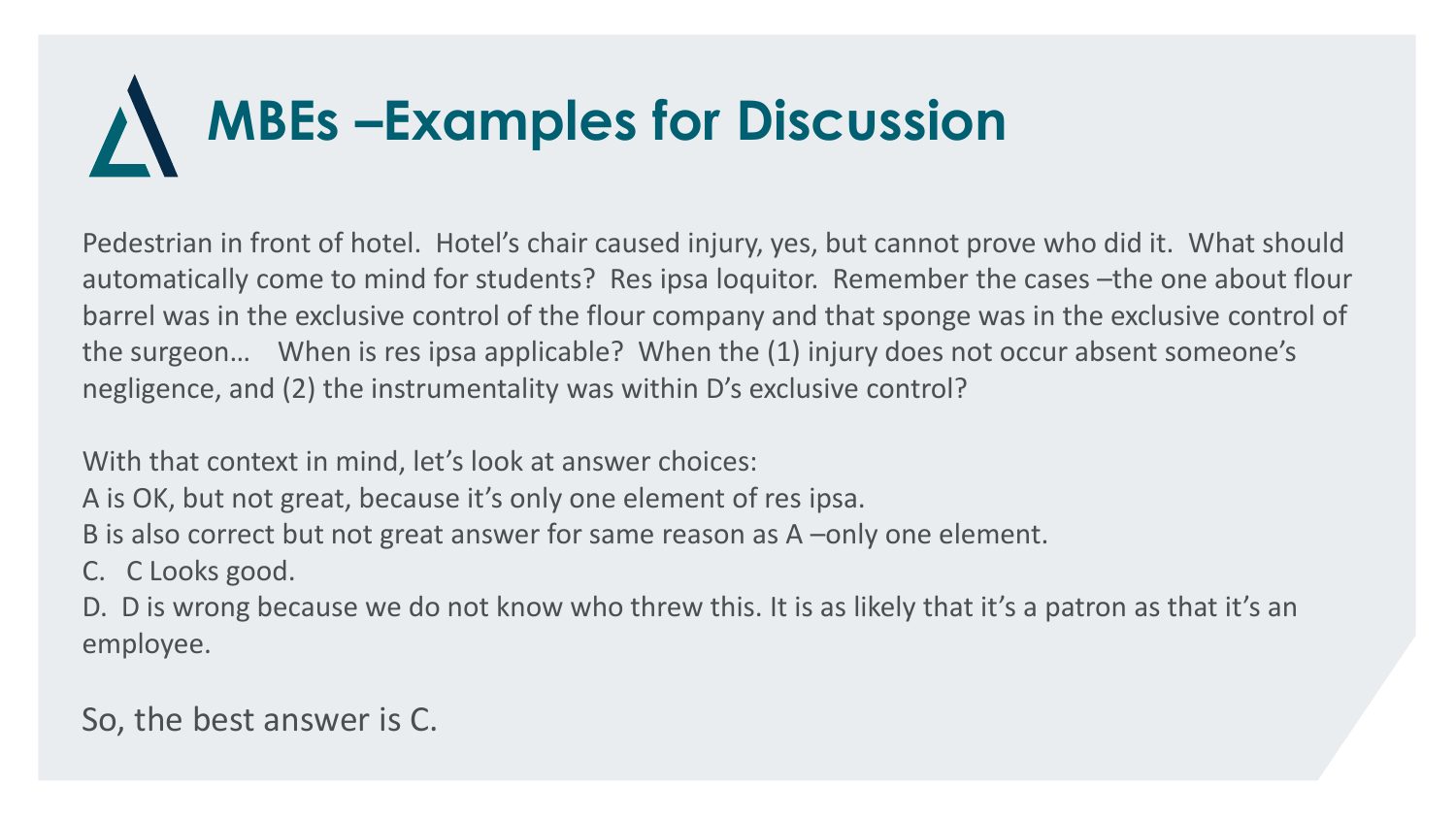# MBEs –Examples for Discussion

Pedestrian in front of hotel. Hotel's chair caused injury, yes, but cannot prove who did it. What should automatically come to mind for students? Res ipsa loquitor. Remember the cases –the one about flour barrel was in the exclusive control of the flour company and that sponge was in the exclusive control of the surgeon… When is res ipsa applicable? When the (1) injury does not occur absent someone's negligence, and (2) the instrumentality was within D's exclusive control?

With that context in mind, let's look at answer choices:

A is OK, but not great, because it's only one element of res ipsa.

B is also correct but not great answer for same reason as A –only one element.

C. C Looks good.

D. D is wrong because we do not know who threw this. It is as likely that it's a patron as that it's an employee.

So, the best answer is C.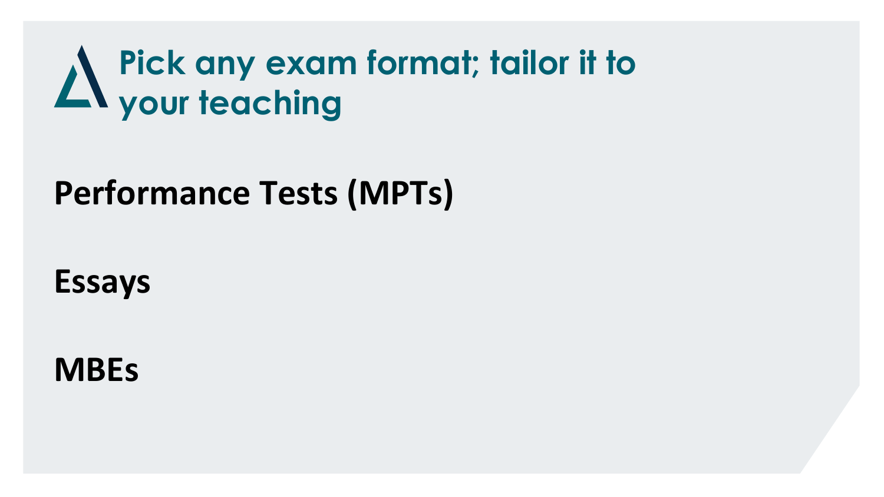# Pick any exam format; tailor it to your teaching

**Performance Tests (MPTs)**

**Essays**

**MBEs**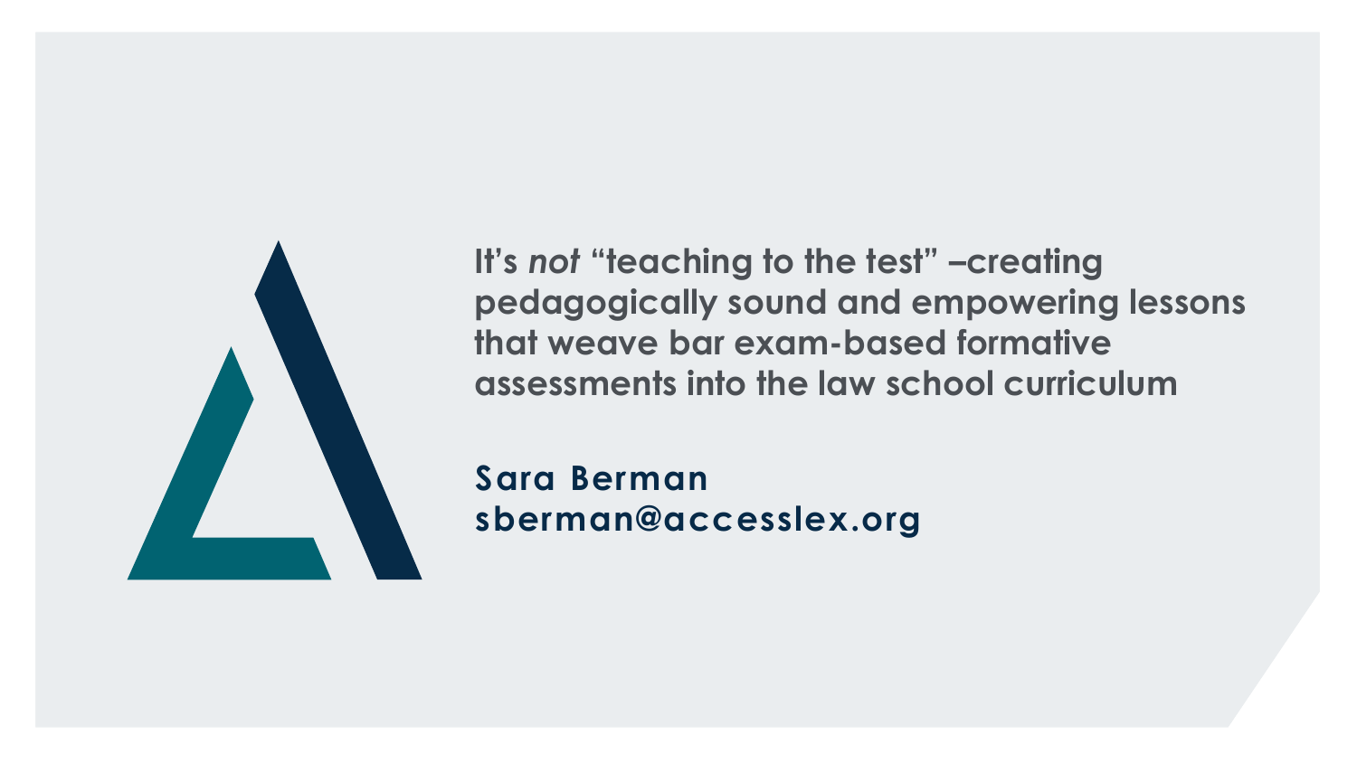**It’s *not* “teaching to the test” –creating pedagogically sound and empowering lessons that weave bar exam-based formative assessments into the law school curriculum**

**Sara Berman**
**sberman@accesslex.org**